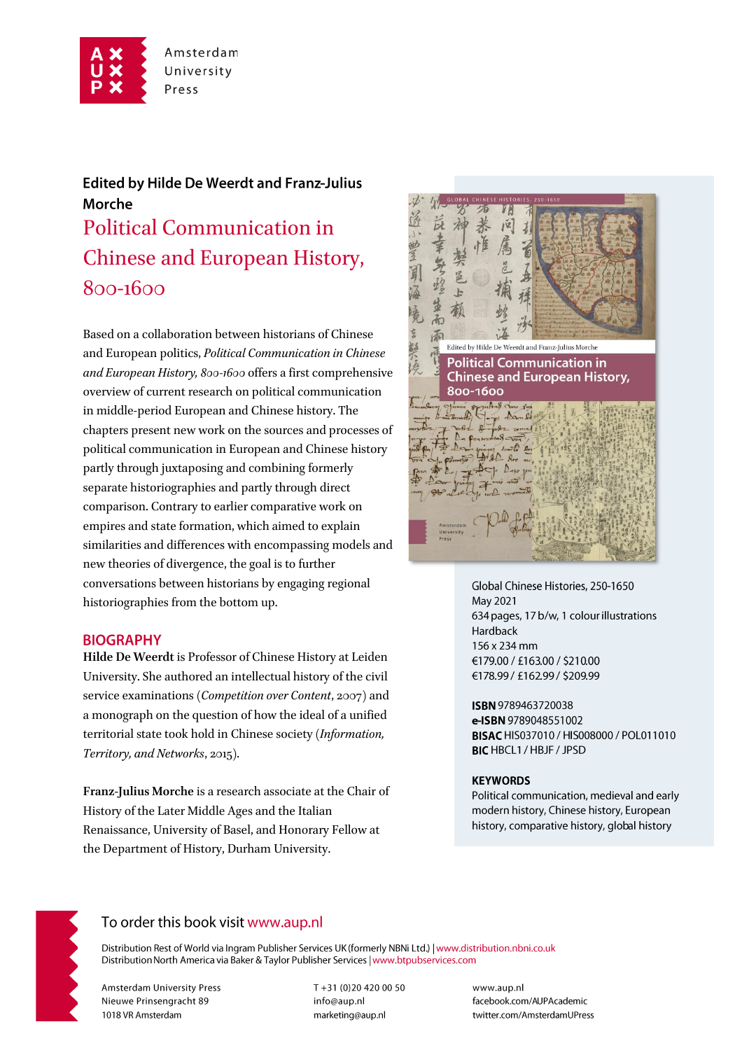Amsterdam University Press

**Edited by Hilde De Weerdt and Franz-Julius Morche**

# Political Communication in Chinese and European History, 800-1600

Based on a collaboration between historians of Chinese and European politics, *Political Communication in Chinese and European History, 800-1600* offers a first comprehensive overview of current research on political communication in middle-period European and Chinese history. The chapters present new work on the sources and processes of political communication in European and Chinese history partly through juxtaposing and combining formerly separate historiographies and partly through direct comparison. Contrary to earlier comparative work on empires and state formation, which aimed to explain similarities and differences with encompassing models and new theories of divergence, the goal is to further conversations between historians by engaging regional historiographies from the bottom up.

## BIOGRAPHY

**Hilde De Weerdt** is Professor of Chinese History at Leiden University. She authored an intellectual history of the civil service examinations (*Competition over Content*, 2007) and a monograph on the question of how the ideal of a unified territorial state took hold in Chinese society (*Information, Territory, and Networks*, 2015).

**Franz-Julius Morche** is a research associate at the Chair of History of the Later Middle Ages and the Italian Renaissance, University of Basel, and Honorary Fellow at the Department of History, Durham University.

Global Chinese Histories, 250-1650
May 2021
634 pages, 17 b/w, 1 colour illustrations
Hardback
156 x 234 mm
€179.00 / £163.00 / $210.00
€178.99 / £162.99 / $209.99

**ISBN** 9789463720038
**e-ISBN** 9789048551002
**BISAC** HIS037010 / HIS008000 / POL011010
**BIC** HBCL1 / HBJF / JPSD

**KEYWORDS**
Political communication, medieval and early modern history, Chinese history, European history, comparative history, global history

To order this book visit www.aup.nl

Distribution Rest of World via Ingram Publisher Services UK (formerly NBNi Ltd.) | www.distribution.nbni.co.uk
Distribution North America via Baker & Taylor Publisher Services | www.btpubservices.com

Amsterdam University Press
Nieuwe Prinsengracht 89
1018 VR Amsterdam

T +31 (0)20 420 00 50
info@aup.nl
marketing@aup.nl

www.aup.nl
facebook.com/AUPAcademic
twitter.com/AmsterdamUPress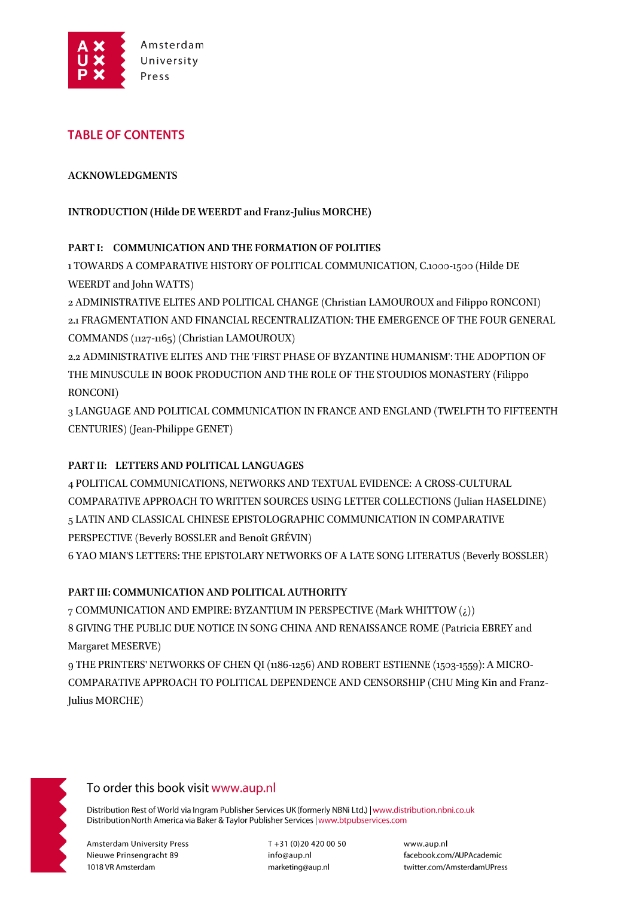## TABLE OF CONTENTS

**ACKNOWLEDGMENTS**

**INTRODUCTION (Hilde DE WEERDT and Franz-Julius MORCHE)**

**PART I: COMMUNICATION AND THE FORMATION OF POLITIES**

1 TOWARDS A COMPARATIVE HISTORY OF POLITICAL COMMUNICATION, C.1000-1500 (Hilde DE WEERDT and John WATTS)

2 ADMINISTRATIVE ELITES AND POLITICAL CHANGE (Christian LAMOUROUX and Filippo RONCONI)

2.1 FRAGMENTATION AND FINANCIAL RECENTRALIZATION: THE EMERGENCE OF THE FOUR GENERAL COMMANDS (1127-1165) (Christian LAMOUROUX)

2.2 ADMINISTRATIVE ELITES AND THE 'FIRST PHASE OF BYZANTINE HUMANISM': THE ADOPTION OF THE MINUSCULE IN BOOK PRODUCTION AND THE ROLE OF THE STOUDIOS MONASTERY (Filippo RONCONI)

3 LANGUAGE AND POLITICAL COMMUNICATION IN FRANCE AND ENGLAND (TWELFTH TO FIFTEENTH CENTURIES) (Jean-Philippe GENET)

**PART II: LETTERS AND POLITICAL LANGUAGES**

4 POLITICAL COMMUNICATIONS, NETWORKS AND TEXTUAL EVIDENCE: A CROSS-CULTURAL COMPARATIVE APPROACH TO WRITTEN SOURCES USING LETTER COLLECTIONS (Julian HASELDINE)

5 LATIN AND CLASSICAL CHINESE EPISTOLOGRAPHIC COMMUNICATION IN COMPARATIVE PERSPECTIVE (Beverly BOSSLER and Benoît GRÉVIN)

6 YAO MIAN'S LETTERS: THE EPISTOLARY NETWORKS OF A LATE SONG LITERATUS (Beverly BOSSLER)

**PART III: COMMUNICATION AND POLITICAL AUTHORITY**

7 COMMUNICATION AND EMPIRE: BYZANTIUM IN PERSPECTIVE (Mark WHITTOW (¿))

8 GIVING THE PUBLIC DUE NOTICE IN SONG CHINA AND RENAISSANCE ROME (Patricia EBREY and Margaret MESERVE)

9 THE PRINTERS' NETWORKS OF CHEN QI (1186-1256) AND ROBERT ESTIENNE (1503-1559): A MICRO-COMPARATIVE APPROACH TO POLITICAL DEPENDENCE AND CENSORSHIP (CHU Ming Kin and Franz-Julius MORCHE)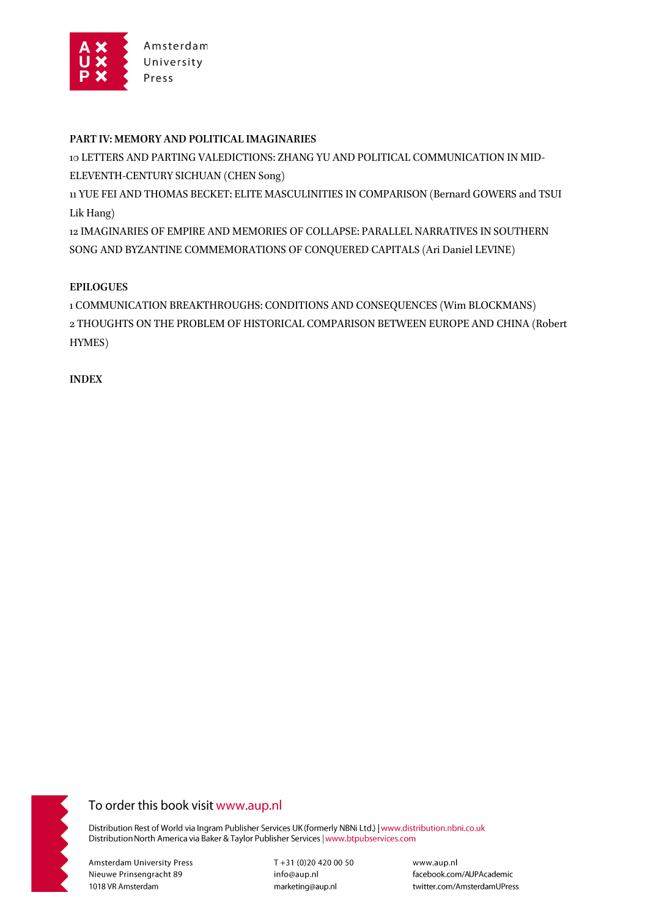**PART IV: MEMORY AND POLITICAL IMAGINARIES**

10 LETTERS AND PARTING VALEDICTIONS: ZHANG YU AND POLITICAL COMMUNICATION IN MID-ELEVENTH-CENTURY SICHUAN (CHEN Song)

11 YUE FEI AND THOMAS BECKET: ELITE MASCULINITIES IN COMPARISON (Bernard GOWERS and TSUI Lik Hang)

12 IMAGINARIES OF EMPIRE AND MEMORIES OF COLLAPSE: PARALLEL NARRATIVES IN SOUTHERN SONG AND BYZANTINE COMMEMORATIONS OF CONQUERED CAPITALS (Ari Daniel LEVINE)

**EPILOGUES**

1 COMMUNICATION BREAKTHROUGHS: CONDITIONS AND CONSEQUENCES (Wim BLOCKMANS)

2 THOUGHTS ON THE PROBLEM OF HISTORICAL COMPARISON BETWEEN EUROPE AND CHINA (Robert HYMES)

**INDEX**

To order this book visit www.aup.nl

Distribution Rest of World via Ingram Publisher Services UK (formerly NBNi Ltd.) | www.distribution.nbni.co.uk
Distribution North America via Baker & Taylor Publisher Services | www.btpubservices.com

Amsterdam University Press
Nieuwe Prinsengracht 89
1018 VR Amsterdam

T +31 (0)20 420 00 50
info@aup.nl
marketing@aup.nl

www.aup.nl
facebook.com/AUPAcademic
twitter.com/AmsterdamUPress